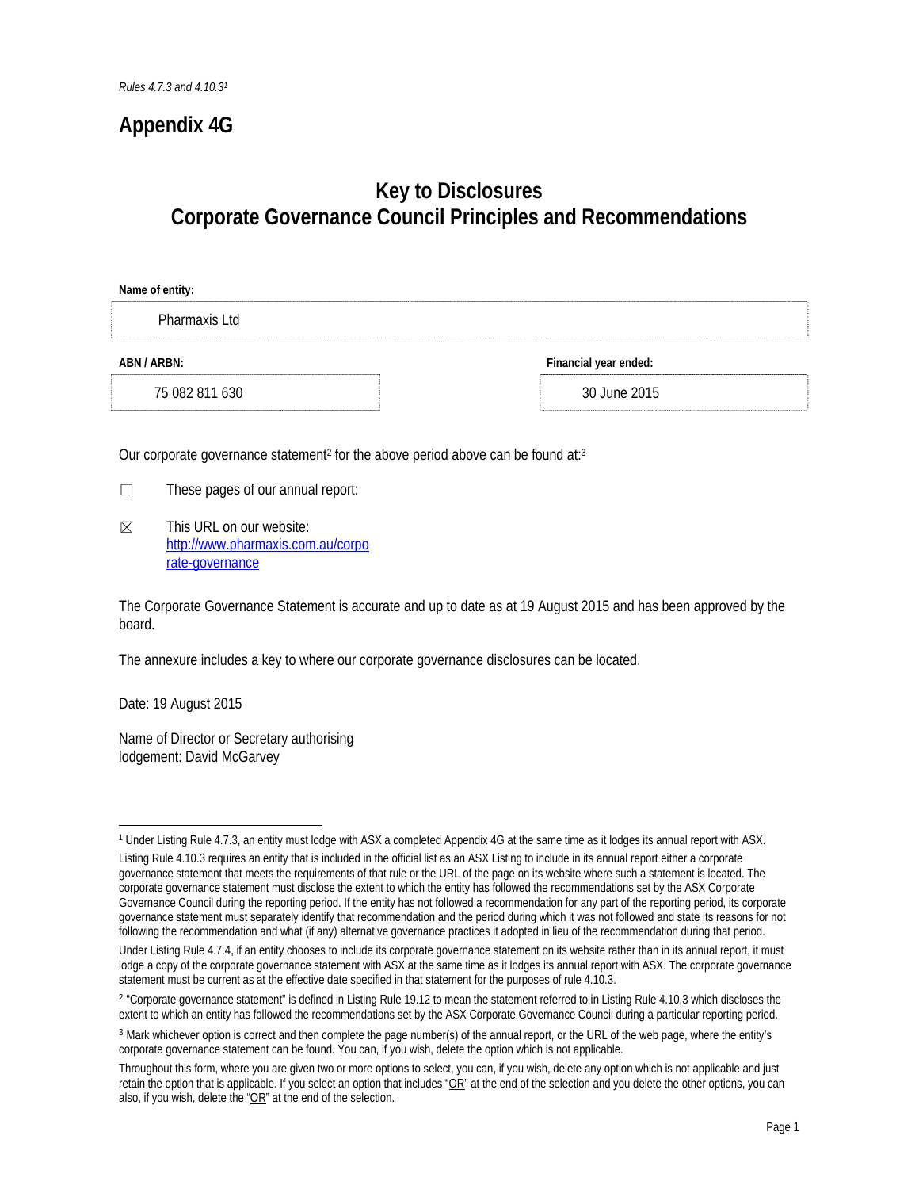*Rules 4.7.3 and 4.10.3*[1]

# Appendix 4G

## Key to Disclosures
## Corporate Governance Council Principles and Recommendations

**Name of entity:**

Pharmaxis Ltd

| **ABN / ARBN:** | **Financial year ended:** |
|---|---|
| 75 082 811 630 | 30 June 2015 |

Our corporate governance statement[2] for the above period above can be found at:[3]

☐ These pages of our annual report:

☒ This URL on our website: http://www.pharmaxis.com.au/corporate-governance

The Corporate Governance Statement is accurate and up to date as at 19 August 2015 and has been approved by the board.

The annexure includes a key to where our corporate governance disclosures can be located.

Date: 19 August 2015

Name of Director or Secretary authorising lodgement: David McGarvey

---

[1] Under Listing Rule 4.7.3, an entity must lodge with ASX a completed Appendix 4G at the same time as it lodges its annual report with ASX.

Listing Rule 4.10.3 requires an entity that is included in the official list as an ASX Listing to include in its annual report either a corporate governance statement that meets the requirements of that rule or the URL of the page on its website where such a statement is located. The corporate governance statement must disclose the extent to which the entity has followed the recommendations set by the ASX Corporate Governance Council during the reporting period. If the entity has not followed a recommendation for any part of the reporting period, its corporate governance statement must separately identify that recommendation and the period during which it was not followed and state its reasons for not following the recommendation and what (if any) alternative governance practices it adopted in lieu of the recommendation during that period.

Under Listing Rule 4.7.4, if an entity chooses to include its corporate governance statement on its website rather than in its annual report, it must lodge a copy of the corporate governance statement with ASX at the same time as it lodges its annual report with ASX. The corporate governance statement must be current as at the effective date specified in that statement for the purposes of rule 4.10.3.

[2] "Corporate governance statement" is defined in Listing Rule 19.12 to mean the statement referred to in Listing Rule 4.10.3 which discloses the extent to which an entity has followed the recommendations set by the ASX Corporate Governance Council during a particular reporting period.

[3] Mark whichever option is correct and then complete the page number(s) of the annual report, or the URL of the web page, where the entity's corporate governance statement can be found. You can, if you wish, delete the option which is not applicable.

Throughout this form, where you are given two or more options to select, you can, if you wish, delete any option which is not applicable and just retain the option that is applicable. If you select an option that includes "OR" at the end of the selection and you delete the other options, you can also, if you wish, delete the "OR" at the end of the selection.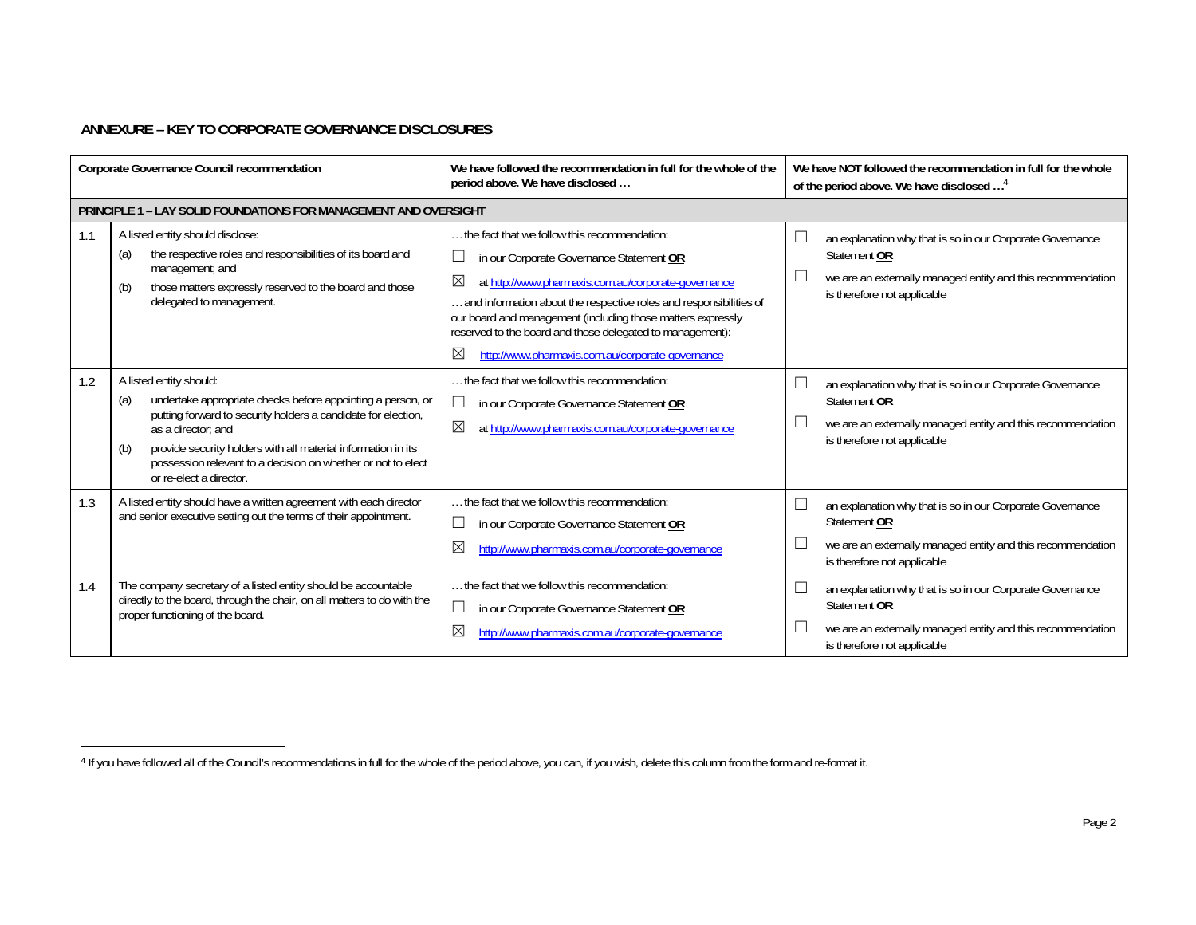## ANNEXURE – KEY TO CORPORATE GOVERNANCE DISCLOSURES

| | Corporate Governance Council recommendation | We have followed the recommendation in full for the whole of the period above. We have disclosed … | We have NOT followed the recommendation in full for the whole of the period above. We have disclosed …[4] |
|---|---|---|---|
| **PRINCIPLE 1 – LAY SOLID FOUNDATIONS FOR MANAGEMENT AND OVERSIGHT** | | | |
| 1.1 | A listed entity should disclose:<br>(a) the respective roles and responsibilities of its board and management; and<br>(b) those matters expressly reserved to the board and those delegated to management. | … the fact that we follow this recommendation:<br>☐ in our Corporate Governance Statement **OR**<br>☒ at http://www.pharmaxis.com.au/corporate-governance<br>… and information about the respective roles and responsibilities of our board and management (including those matters expressly reserved to the board and those delegated to management):<br>☒ http://www.pharmaxis.com.au/corporate-governance | ☐ an explanation why that is so in our Corporate Governance Statement **OR**<br>☐ we are an externally managed entity and this recommendation is therefore not applicable |
| 1.2 | A listed entity should:<br>(a) undertake appropriate checks before appointing a person, or putting forward to security holders a candidate for election, as a director; and<br>(b) provide security holders with all material information in its possession relevant to a decision on whether or not to elect or re-elect a director. | … the fact that we follow this recommendation:<br>☐ in our Corporate Governance Statement **OR**<br>☒ at http://www.pharmaxis.com.au/corporate-governance | ☐ an explanation why that is so in our Corporate Governance Statement **OR**<br>☐ we are an externally managed entity and this recommendation is therefore not applicable |
| 1.3 | A listed entity should have a written agreement with each director and senior executive setting out the terms of their appointment. | … the fact that we follow this recommendation:<br>☐ in our Corporate Governance Statement **OR**<br>☒ http://www.pharmaxis.com.au/corporate-governance | ☐ an explanation why that is so in our Corporate Governance Statement **OR**<br>☐ we are an externally managed entity and this recommendation is therefore not applicable |
| 1.4 | The company secretary of a listed entity should be accountable directly to the board, through the chair, on all matters to do with the proper functioning of the board. | … the fact that we follow this recommendation:<br>☐ in our Corporate Governance Statement **OR**<br>☒ http://www.pharmaxis.com.au/corporate-governance | ☐ an explanation why that is so in our Corporate Governance Statement **OR**<br>☐ we are an externally managed entity and this recommendation is therefore not applicable |

[4] If you have followed all of the Council's recommendations in full for the whole of the period above, you can, if you wish, delete this column from the form and re-format it.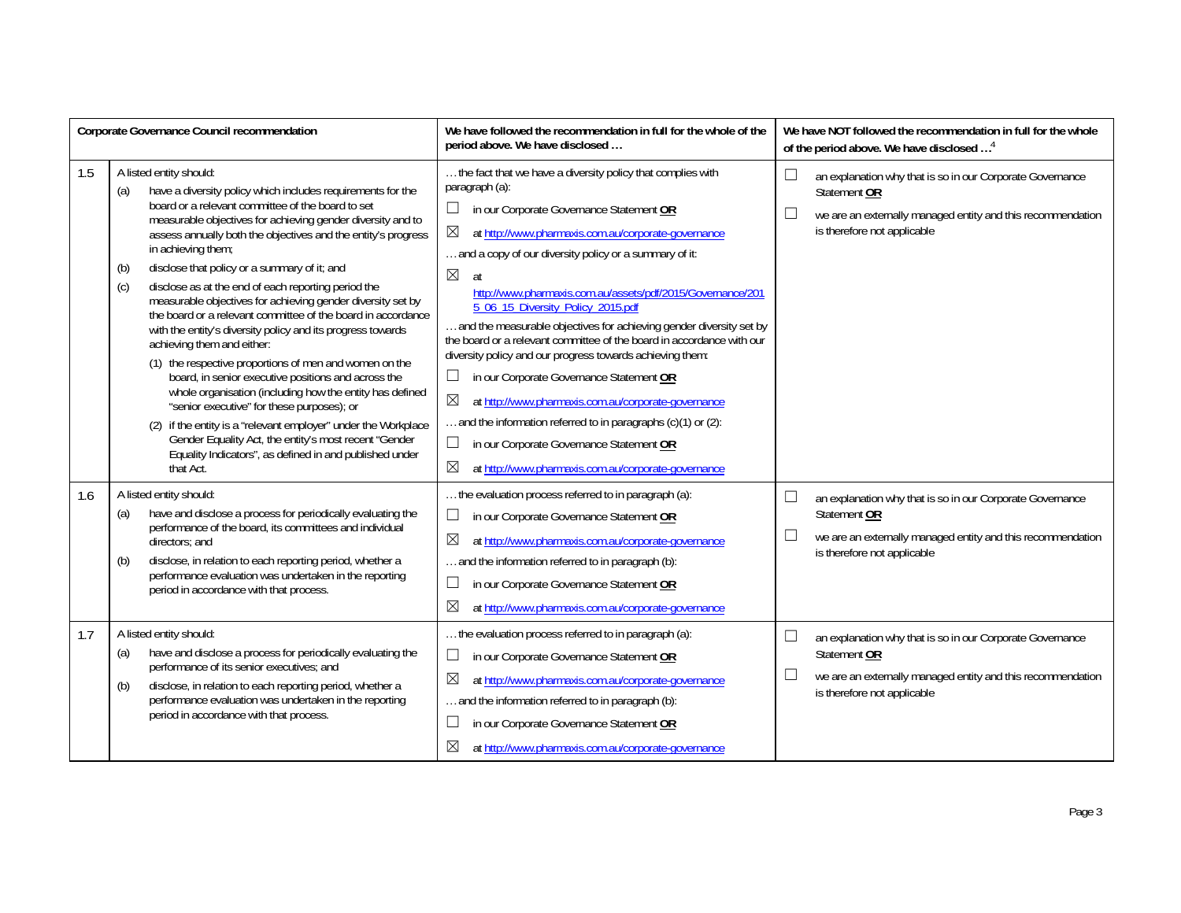| Corporate Governance Council recommendation | | We have followed the recommendation in full for the whole of the period above. We have disclosed … | We have NOT followed the recommendation in full for the whole of the period above. We have disclosed …[4] |
|---|---|---|---|
| 1.5 | A listed entity should:<br>(a) have a diversity policy which includes requirements for the board or a relevant committee of the board to set measurable objectives for achieving gender diversity and to assess annually both the objectives and the entity's progress in achieving them;<br>(b) disclose that policy or a summary of it; and<br>(c) disclose as at the end of each reporting period the measurable objectives for achieving gender diversity set by the board or a relevant committee of the board in accordance with the entity's diversity policy and its progress towards achieving them and either:<br>(1) the respective proportions of men and women on the board, in senior executive positions and across the whole organisation (including how the entity has defined "senior executive" for these purposes); or<br>(2) if the entity is a "relevant employer" under the Workplace Gender Equality Act, the entity's most recent "Gender Equality Indicators", as defined in and published under that Act. | … the fact that we have a diversity policy that complies with paragraph (a):<br>☐ in our Corporate Governance Statement **OR**<br>☒ at http://www.pharmaxis.com.au/corporate-governance<br>… and a copy of our diversity policy or a summary of it:<br>☒ at http://www.pharmaxis.com.au/assets/pdf/2015/Governance/2015_06_15_Diversity_Policy_2015.pdf<br>… and the measurable objectives for achieving gender diversity set by the board or a relevant committee of the board in accordance with our diversity policy and our progress towards achieving them:<br>☐ in our Corporate Governance Statement **OR**<br>☒ at http://www.pharmaxis.com.au/corporate-governance<br>… and the information referred to in paragraphs (c)(1) or (2):<br>☐ in our Corporate Governance Statement **OR**<br>☒ at http://www.pharmaxis.com.au/corporate-governance | ☐ an explanation why that is so in our Corporate Governance Statement **OR**<br>☐ we are an externally managed entity and this recommendation is therefore not applicable |
| 1.6 | A listed entity should:<br>(a) have and disclose a process for periodically evaluating the performance of the board, its committees and individual directors; and<br>(b) disclose, in relation to each reporting period, whether a performance evaluation was undertaken in the reporting period in accordance with that process. | … the evaluation process referred to in paragraph (a):<br>☐ in our Corporate Governance Statement **OR**<br>☒ at http://www.pharmaxis.com.au/corporate-governance<br>… and the information referred to in paragraph (b):<br>☐ in our Corporate Governance Statement **OR**<br>☒ at http://www.pharmaxis.com.au/corporate-governance | ☐ an explanation why that is so in our Corporate Governance Statement **OR**<br>☐ we are an externally managed entity and this recommendation is therefore not applicable |
| 1.7 | A listed entity should:<br>(a) have and disclose a process for periodically evaluating the performance of its senior executives; and<br>(b) disclose, in relation to each reporting period, whether a performance evaluation was undertaken in the reporting period in accordance with that process. | … the evaluation process referred to in paragraph (a):<br>☐ in our Corporate Governance Statement **OR**<br>☒ at http://www.pharmaxis.com.au/corporate-governance<br>… and the information referred to in paragraph (b):<br>☐ in our Corporate Governance Statement **OR**<br>☒ at http://www.pharmaxis.com.au/corporate-governance | ☐ an explanation why that is so in our Corporate Governance Statement **OR**<br>☐ we are an externally managed entity and this recommendation is therefore not applicable |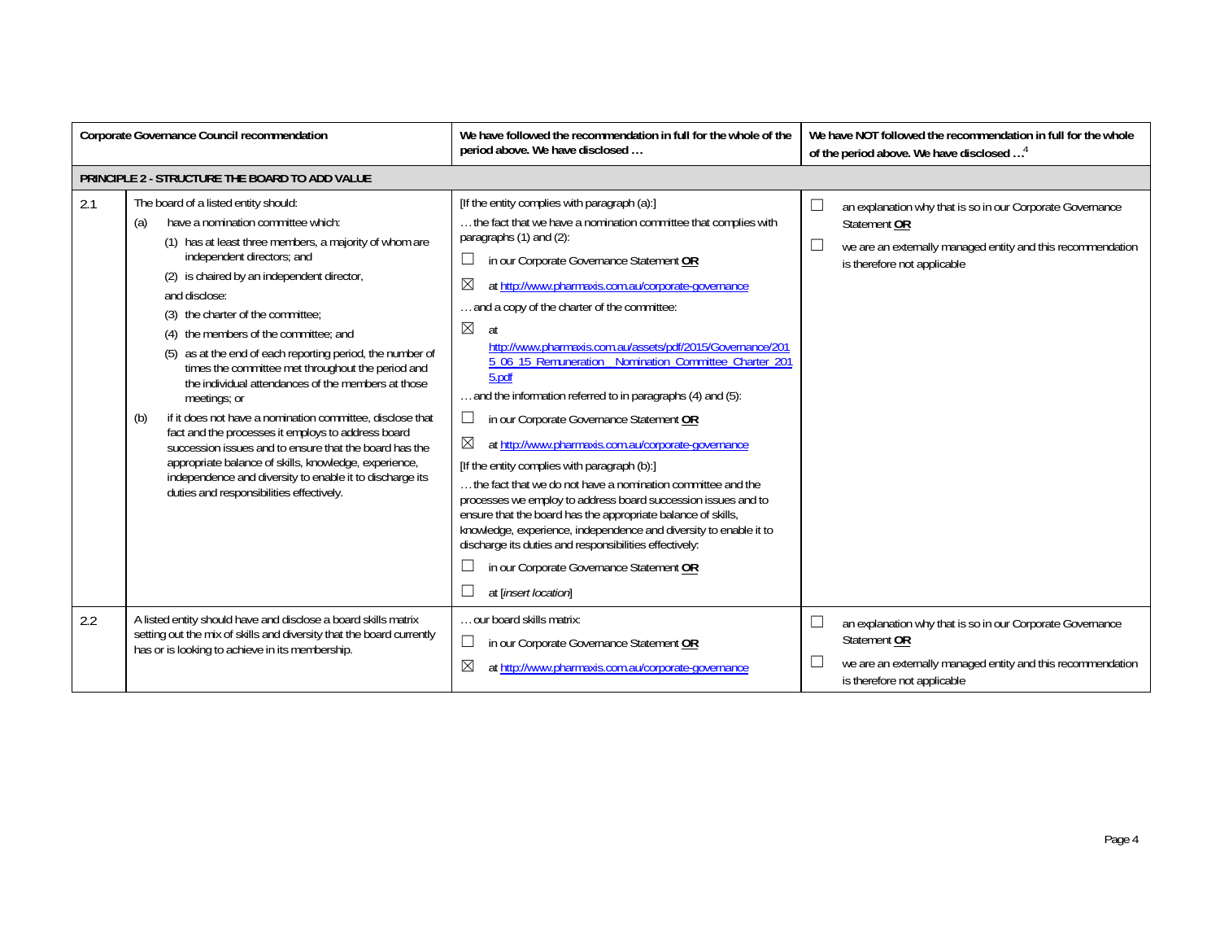| | Corporate Governance Council recommendation | We have followed the recommendation in full for the whole of the period above. We have disclosed … | We have NOT followed the recommendation in full for the whole of the period above. We have disclosed …[4] |
|---|---|---|---|
| **PRINCIPLE 2 - STRUCTURE THE BOARD TO ADD VALUE** | | | |
| 2.1 | The board of a listed entity should:<br>(a) have a nomination committee which:<br>(1) has at least three members, a majority of whom are independent directors; and<br>(2) is chaired by an independent director,<br>and disclose:<br>(3) the charter of the committee;<br>(4) the members of the committee; and<br>(5) as at the end of each reporting period, the number of times the committee met throughout the period and the individual attendances of the members at those meetings; or<br>(b) if it does not have a nomination committee, disclose that fact and the processes it employs to address board succession issues and to ensure that the board has the appropriate balance of skills, knowledge, experience, independence and diversity to enable it to discharge its duties and responsibilities effectively. | [If the entity complies with paragraph (a):]<br>… the fact that we have a nomination committee that complies with paragraphs (1) and (2):<br>☐ in our Corporate Governance Statement **OR**<br>☒ at http://www.pharmaxis.com.au/corporate-governance<br>… and a copy of the charter of the committee:<br>☒ at http://www.pharmaxis.com.au/assets/pdf/2015/Governance/2015_06_15_Remuneration__Nomination_Committee_Charter_2015.pdf<br>… and the information referred to in paragraphs (4) and (5):<br>☐ in our Corporate Governance Statement **OR**<br>☒ at http://www.pharmaxis.com.au/corporate-governance<br>[If the entity complies with paragraph (b):]<br>… the fact that we do not have a nomination committee and the processes we employ to address board succession issues and to ensure that the board has the appropriate balance of skills, knowledge, experience, independence and diversity to enable it to discharge its duties and responsibilities effectively:<br>☐ in our Corporate Governance Statement **OR**<br>☐ at [*insert location*] | ☐ an explanation why that is so in our Corporate Governance Statement **OR**<br>☐ we are an externally managed entity and this recommendation is therefore not applicable |
| 2.2 | A listed entity should have and disclose a board skills matrix setting out the mix of skills and diversity that the board currently has or is looking to achieve in its membership. | … our board skills matrix:<br>☐ in our Corporate Governance Statement **OR**<br>☒ at http://www.pharmaxis.com.au/corporate-governance | ☐ an explanation why that is so in our Corporate Governance Statement **OR**<br>☐ we are an externally managed entity and this recommendation is therefore not applicable |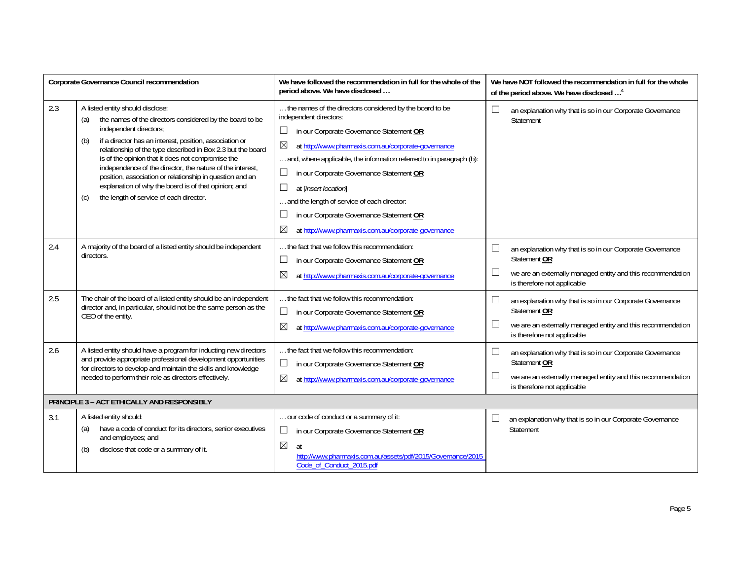| Corporate Governance Council recommendation | | We have followed the recommendation in full for the whole of the period above. We have disclosed … | We have NOT followed the recommendation in full for the whole of the period above. We have disclosed …[4] |
|---|---|---|---|
| 2.3 | A listed entity should disclose:<br>(a) the names of the directors considered by the board to be independent directors;<br>(b) if a director has an interest, position, association or relationship of the type described in Box 2.3 but the board is of the opinion that it does not compromise the independence of the director, the nature of the interest, position, association or relationship in question and an explanation of why the board is of that opinion; and<br>(c) the length of service of each director. | … the names of the directors considered by the board to be independent directors:<br>☐ in our Corporate Governance Statement **OR**<br>☒ at http://www.pharmaxis.com.au/corporate-governance<br>… and, where applicable, the information referred to in paragraph (b):<br>☐ in our Corporate Governance Statement **OR**<br>☐ at *[insert location]*<br>… and the length of service of each director:<br>☐ in our Corporate Governance Statement **OR**<br>☒ at http://www.pharmaxis.com.au/corporate-governance | ☐ an explanation why that is so in our Corporate Governance Statement |
| 2.4 | A majority of the board of a listed entity should be independent directors. | … the fact that we follow this recommendation:<br>☐ in our Corporate Governance Statement **OR**<br>☒ at http://www.pharmaxis.com.au/corporate-governance | ☐ an explanation why that is so in our Corporate Governance Statement **OR**<br>☐ we are an externally managed entity and this recommendation is therefore not applicable |
| 2.5 | The chair of the board of a listed entity should be an independent director and, in particular, should not be the same person as the CEO of the entity. | … the fact that we follow this recommendation:<br>☐ in our Corporate Governance Statement **OR**<br>☒ at http://www.pharmaxis.com.au/corporate-governance | ☐ an explanation why that is so in our Corporate Governance Statement **OR**<br>☐ we are an externally managed entity and this recommendation is therefore not applicable |
| 2.6 | A listed entity should have a program for inducting new directors and provide appropriate professional development opportunities for directors to develop and maintain the skills and knowledge needed to perform their role as directors effectively. | … the fact that we follow this recommendation:<br>☐ in our Corporate Governance Statement **OR**<br>☒ at http://www.pharmaxis.com.au/corporate-governance | ☐ an explanation why that is so in our Corporate Governance Statement **OR**<br>☐ we are an externally managed entity and this recommendation is therefore not applicable |
| **PRINCIPLE 3 – ACT ETHICALLY AND RESPONSIBLY** | | | |
| 3.1 | A listed entity should:<br>(a) have a code of conduct for its directors, senior executives and employees; and<br>(b) disclose that code or a summary of it. | … our code of conduct or a summary of it:<br>☐ in our Corporate Governance Statement **OR**<br>☒ at http://www.pharmaxis.com.au/assets/pdf/2015/Governance/2015_Code_of_Conduct_2015.pdf | ☐ an explanation why that is so in our Corporate Governance Statement |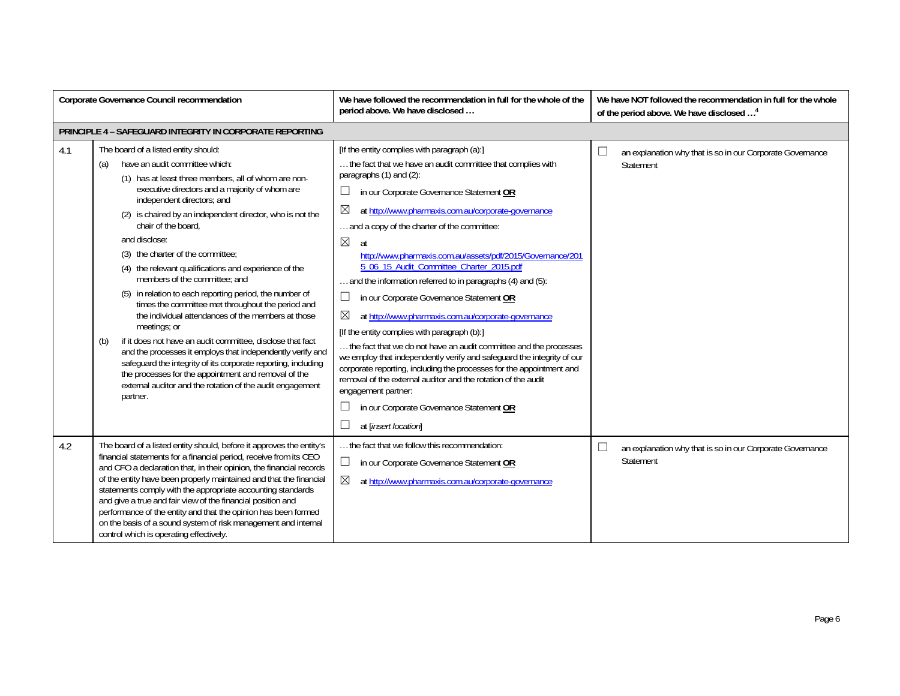| Corporate Governance Council recommendation | | We have followed the recommendation in full for the whole of the period above. We have disclosed … | We have NOT followed the recommendation in full for the whole of the period above. We have disclosed …[4] |
|---|---|---|---|
| **PRINCIPLE 4 – SAFEGUARD INTEGRITY IN CORPORATE REPORTING** | | | |
| 4.1 | The board of a listed entity should:<br>(a) have an audit committee which:<br>(1) has at least three members, all of whom are non-executive directors and a majority of whom are independent directors; and<br>(2) is chaired by an independent director, who is not the chair of the board,<br>and disclose:<br>(3) the charter of the committee;<br>(4) the relevant qualifications and experience of the members of the committee; and<br>(5) in relation to each reporting period, the number of times the committee met throughout the period and the individual attendances of the members at those meetings; or<br>(b) if it does not have an audit committee, disclose that fact and the processes it employs that independently verify and safeguard the integrity of its corporate reporting, including the processes for the appointment and removal of the external auditor and the rotation of the audit engagement partner. | [If the entity complies with paragraph (a):]<br>… the fact that we have an audit committee that complies with paragraphs (1) and (2):<br>☐ in our Corporate Governance Statement **OR**<br>☒ at http://www.pharmaxis.com.au/corporate-governance<br>… and a copy of the charter of the committee:<br>☒ at http://www.pharmaxis.com.au/assets/pdf/2015/Governance/2015_06_15_Audit_Committee_Charter_2015.pdf<br>… and the information referred to in paragraphs (4) and (5):<br>☐ in our Corporate Governance Statement **OR**<br>☒ at http://www.pharmaxis.com.au/corporate-governance<br>[If the entity complies with paragraph (b):]<br>… the fact that we do not have an audit committee and the processes we employ that independently verify and safeguard the integrity of our corporate reporting, including the processes for the appointment and removal of the external auditor and the rotation of the audit engagement partner:<br>☐ in our Corporate Governance Statement **OR**<br>☐ at [*insert location*] | ☐ an explanation why that is so in our Corporate Governance Statement |
| 4.2 | The board of a listed entity should, before it approves the entity's financial statements for a financial period, receive from its CEO and CFO a declaration that, in their opinion, the financial records of the entity have been properly maintained and that the financial statements comply with the appropriate accounting standards and give a true and fair view of the financial position and performance of the entity and that the opinion has been formed on the basis of a sound system of risk management and internal control which is operating effectively. | … the fact that we follow this recommendation:<br>☐ in our Corporate Governance Statement **OR**<br>☒ at http://www.pharmaxis.com.au/corporate-governance | ☐ an explanation why that is so in our Corporate Governance Statement |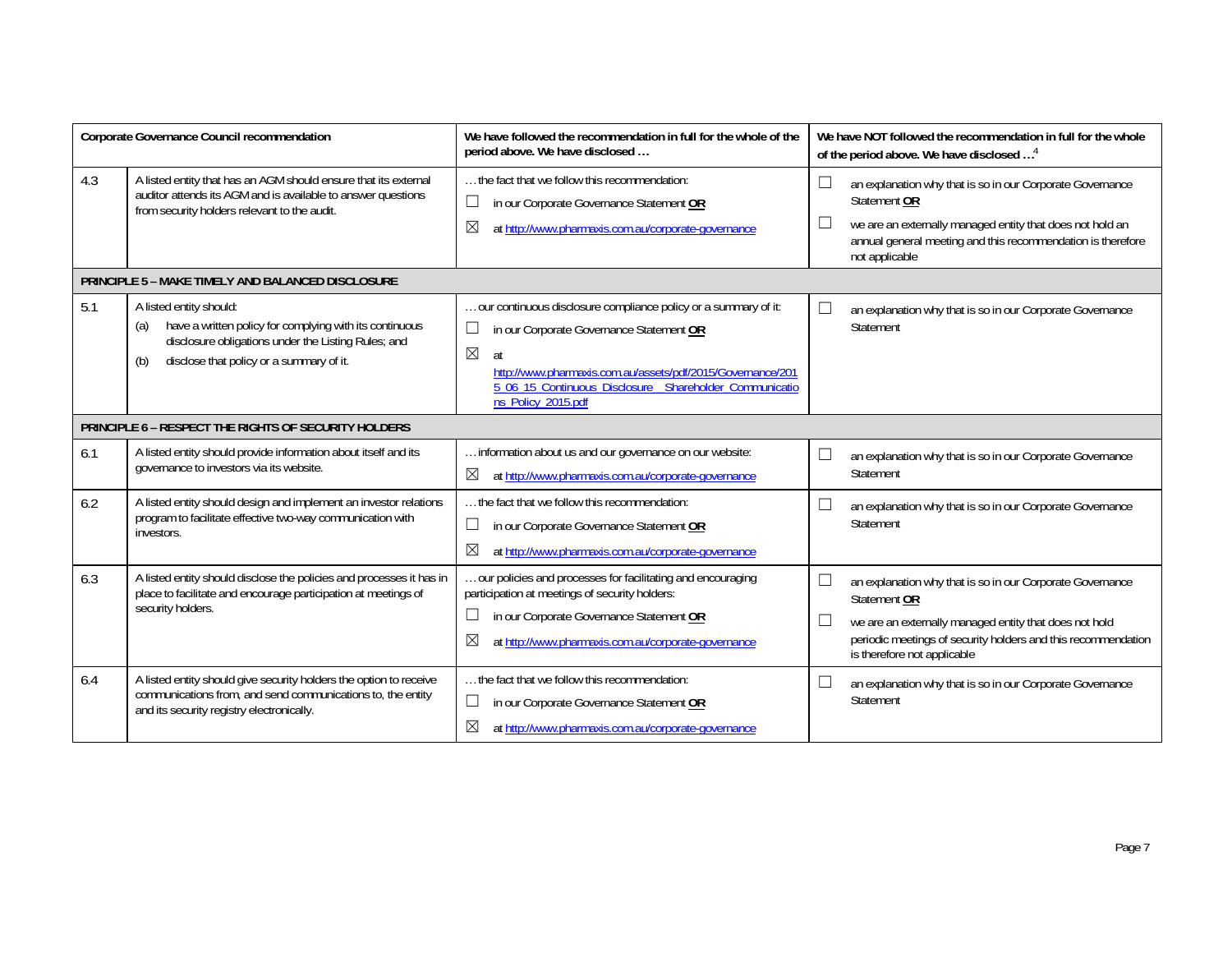| Corporate Governance Council recommendation | | We have followed the recommendation in full for the whole of the period above. We have disclosed … | We have NOT followed the recommendation in full for the whole of the period above. We have disclosed …[4] |
|---|---|---|---|
| 4.3 | A listed entity that has an AGM should ensure that its external auditor attends its AGM and is available to answer questions from security holders relevant to the audit. | … the fact that we follow this recommendation:<br>☐ in our Corporate Governance Statement **OR**<br>☒ at http://www.pharmaxis.com.au/corporate-governance | ☐ an explanation why that is so in our Corporate Governance Statement **OR**<br>☐ we are an externally managed entity that does not hold an annual general meeting and this recommendation is therefore not applicable |
| **PRINCIPLE 5 – MAKE TIMELY AND BALANCED DISCLOSURE** | | | |
| 5.1 | A listed entity should:<br>(a) have a written policy for complying with its continuous disclosure obligations under the Listing Rules; and<br>(b) disclose that policy or a summary of it. | … our continuous disclosure compliance policy or a summary of it:<br>☐ in our Corporate Governance Statement **OR**<br>☒ at http://www.pharmaxis.com.au/assets/pdf/2015/Governance/2015_06_15_Continuous_Disclosure__Shareholder_Communications_Policy_2015.pdf | ☐ an explanation why that is so in our Corporate Governance Statement |
| **PRINCIPLE 6 – RESPECT THE RIGHTS OF SECURITY HOLDERS** | | | |
| 6.1 | A listed entity should provide information about itself and its governance to investors via its website. | … information about us and our governance on our website:<br>☒ at http://www.pharmaxis.com.au/corporate-governance | ☐ an explanation why that is so in our Corporate Governance Statement |
| 6.2 | A listed entity should design and implement an investor relations program to facilitate effective two-way communication with investors. | … the fact that we follow this recommendation:<br>☐ in our Corporate Governance Statement **OR**<br>☒ at http://www.pharmaxis.com.au/corporate-governance | ☐ an explanation why that is so in our Corporate Governance Statement |
| 6.3 | A listed entity should disclose the policies and processes it has in place to facilitate and encourage participation at meetings of security holders. | … our policies and processes for facilitating and encouraging participation at meetings of security holders:<br>☐ in our Corporate Governance Statement **OR**<br>☒ at http://www.pharmaxis.com.au/corporate-governance | ☐ an explanation why that is so in our Corporate Governance Statement **OR**<br>☐ we are an externally managed entity that does not hold periodic meetings of security holders and this recommendation is therefore not applicable |
| 6.4 | A listed entity should give security holders the option to receive communications from, and send communications to, the entity and its security registry electronically. | … the fact that we follow this recommendation:<br>☐ in our Corporate Governance Statement **OR**<br>☒ at http://www.pharmaxis.com.au/corporate-governance | ☐ an explanation why that is so in our Corporate Governance Statement |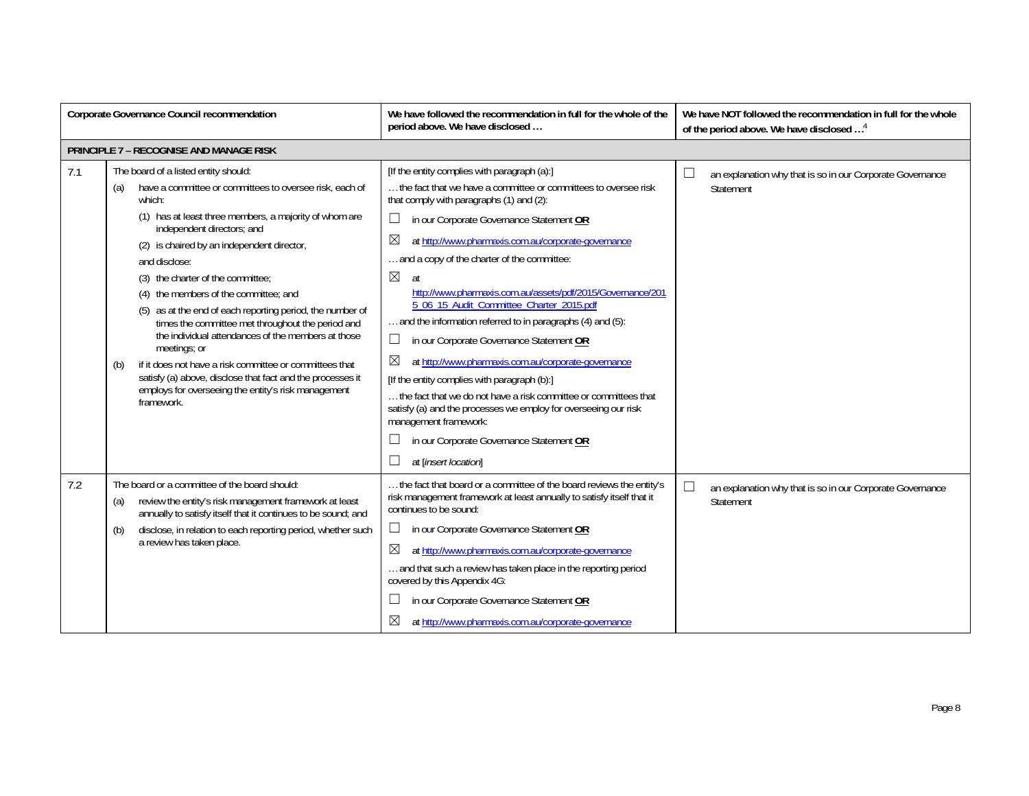| | Corporate Governance Council recommendation | We have followed the recommendation in full for the whole of the period above. We have disclosed … | We have NOT followed the recommendation in full for the whole of the period above. We have disclosed …[4] |
|---|---|---|---|
| **PRINCIPLE 7 – RECOGNISE AND MANAGE RISK** | | | |
| 7.1 | The board of a listed entity should:<br>(a) have a committee or committees to oversee risk, each of which:<br>(1) has at least three members, a majority of whom are independent directors; and<br>(2) is chaired by an independent director,<br>and disclose:<br>(3) the charter of the committee;<br>(4) the members of the committee; and<br>(5) as at the end of each reporting period, the number of times the committee met throughout the period and the individual attendances of the members at those meetings; or<br>(b) if it does not have a risk committee or committees that satisfy (a) above, disclose that fact and the processes it employs for overseeing the entity's risk management framework. | [If the entity complies with paragraph (a):]<br>… the fact that we have a committee or committees to oversee risk that comply with paragraphs (1) and (2):<br>☐ in our Corporate Governance Statement **OR**<br>☒ at http://www.pharmaxis.com.au/corporate-governance<br>… and a copy of the charter of the committee:<br>☒ at http://www.pharmaxis.com.au/assets/pdf/2015/Governance/2015_06_15_Audit_Committee_Charter_2015.pdf<br>… and the information referred to in paragraphs (4) and (5):<br>☐ in our Corporate Governance Statement **OR**<br>☒ at http://www.pharmaxis.com.au/corporate-governance<br>[If the entity complies with paragraph (b):]<br>… the fact that we do not have a risk committee or committees that satisfy (a) and the processes we employ for overseeing our risk management framework:<br>☐ in our Corporate Governance Statement **OR**<br>☐ at [*insert location*] | ☐ an explanation why that is so in our Corporate Governance Statement |
| 7.2 | The board or a committee of the board should:<br>(a) review the entity's risk management framework at least annually to satisfy itself that it continues to be sound; and<br>(b) disclose, in relation to each reporting period, whether such a review has taken place. | … the fact that board or a committee of the board reviews the entity's risk management framework at least annually to satisfy itself that it continues to be sound:<br>☐ in our Corporate Governance Statement **OR**<br>☒ at http://www.pharmaxis.com.au/corporate-governance<br>… and that such a review has taken place in the reporting period covered by this Appendix 4G:<br>☐ in our Corporate Governance Statement **OR**<br>☒ at http://www.pharmaxis.com.au/corporate-governance | ☐ an explanation why that is so in our Corporate Governance Statement |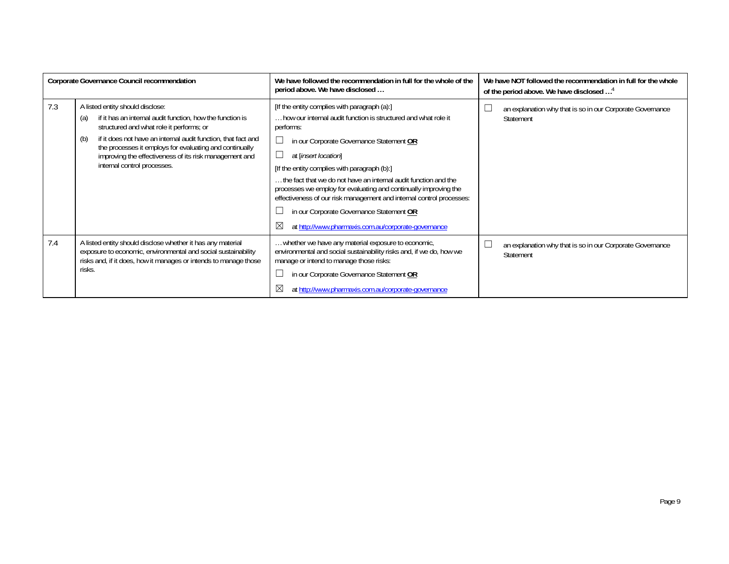| Corporate Governance Council recommendation | | We have followed the recommendation in full for the whole of the period above. We have disclosed … | We have NOT followed the recommendation in full for the whole of the period above. We have disclosed …[4] |
|---|---|---|---|
| 7.3 | A listed entity should disclose:<br>(a) if it has an internal audit function, how the function is structured and what role it performs; or<br>(b) if it does not have an internal audit function, that fact and the processes it employs for evaluating and continually improving the effectiveness of its risk management and internal control processes. | [If the entity complies with paragraph (a):]<br>… how our internal audit function is structured and what role it performs:<br>☐ in our Corporate Governance Statement **OR**<br>☐ at [*insert location*]<br>[If the entity complies with paragraph (b):]<br>… the fact that we do not have an internal audit function and the processes we employ for evaluating and continually improving the effectiveness of our risk management and internal control processes:<br>☐ in our Corporate Governance Statement **OR**<br>☒ at http://www.pharmaxis.com.au/corporate-governance | ☐ an explanation why that is so in our Corporate Governance Statement |
| 7.4 | A listed entity should disclose whether it has any material exposure to economic, environmental and social sustainability risks and, if it does, how it manages or intends to manage those risks. | … whether we have any material exposure to economic, environmental and social sustainability risks and, if we do, how we manage or intend to manage those risks:<br>☐ in our Corporate Governance Statement **OR**<br>☒ at http://www.pharmaxis.com.au/corporate-governance | ☐ an explanation why that is so in our Corporate Governance Statement |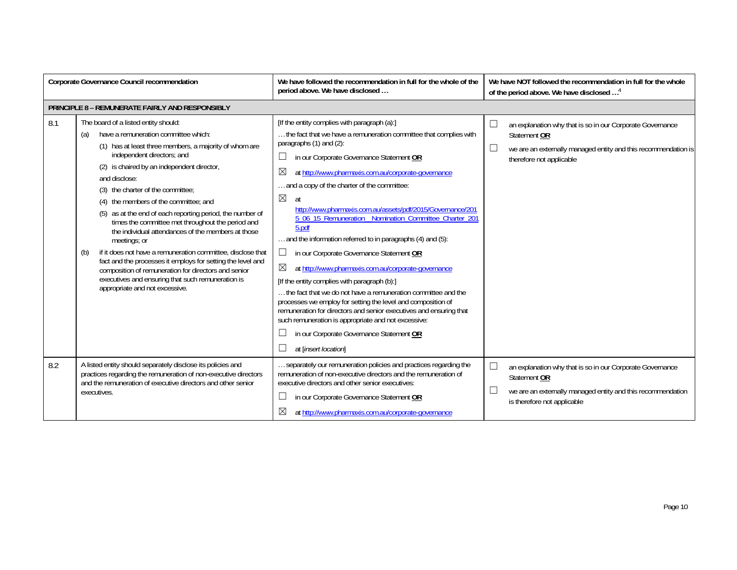| Corporate Governance Council recommendation | | We have followed the recommendation in full for the whole of the period above. We have disclosed … | We have NOT followed the recommendation in full for the whole of the period above. We have disclosed …[4] |
|---|---|---|---|
| **PRINCIPLE 8 – REMUNERATE FAIRLY AND RESPONSIBLY** | | | |
| 8.1 | The board of a listed entity should:<br>(a) have a remuneration committee which:<br>(1) has at least three members, a majority of whom are independent directors; and<br>(2) is chaired by an independent director,<br>and disclose:<br>(3) the charter of the committee;<br>(4) the members of the committee; and<br>(5) as at the end of each reporting period, the number of times the committee met throughout the period and the individual attendances of the members at those meetings; or<br>(b) if it does not have a remuneration committee, disclose that fact and the processes it employs for setting the level and composition of remuneration for directors and senior executives and ensuring that such remuneration is appropriate and not excessive. | [If the entity complies with paragraph (a):]<br>… the fact that we have a remuneration committee that complies with paragraphs (1) and (2):<br>☐ in our Corporate Governance Statement **OR**<br>☒ at http://www.pharmaxis.com.au/corporate-governance<br>… and a copy of the charter of the committee:<br>☒ at http://www.pharmaxis.com.au/assets/pdf/2015/Governance/2015_06_15_Remuneration__Nomination_Committee_Charter_2015.pdf<br>… and the information referred to in paragraphs (4) and (5):<br>☐ in our Corporate Governance Statement **OR**<br>☒ at http://www.pharmaxis.com.au/corporate-governance<br>[If the entity complies with paragraph (b):]<br>… the fact that we do not have a remuneration committee and the processes we employ for setting the level and composition of remuneration for directors and senior executives and ensuring that such remuneration is appropriate and not excessive:<br>☐ in our Corporate Governance Statement **OR**<br>☐ at [*insert location*] | ☐ an explanation why that is so in our Corporate Governance Statement **OR**<br>☐ we are an externally managed entity and this recommendation is therefore not applicable |
| 8.2 | A listed entity should separately disclose its policies and practices regarding the remuneration of non-executive directors and the remuneration of executive directors and other senior executives. | … separately our remuneration policies and practices regarding the remuneration of non-executive directors and the remuneration of executive directors and other senior executives:<br>☐ in our Corporate Governance Statement **OR**<br>☒ at http://www.pharmaxis.com.au/corporate-governance | ☐ an explanation why that is so in our Corporate Governance Statement **OR**<br>☐ we are an externally managed entity and this recommendation is therefore not applicable |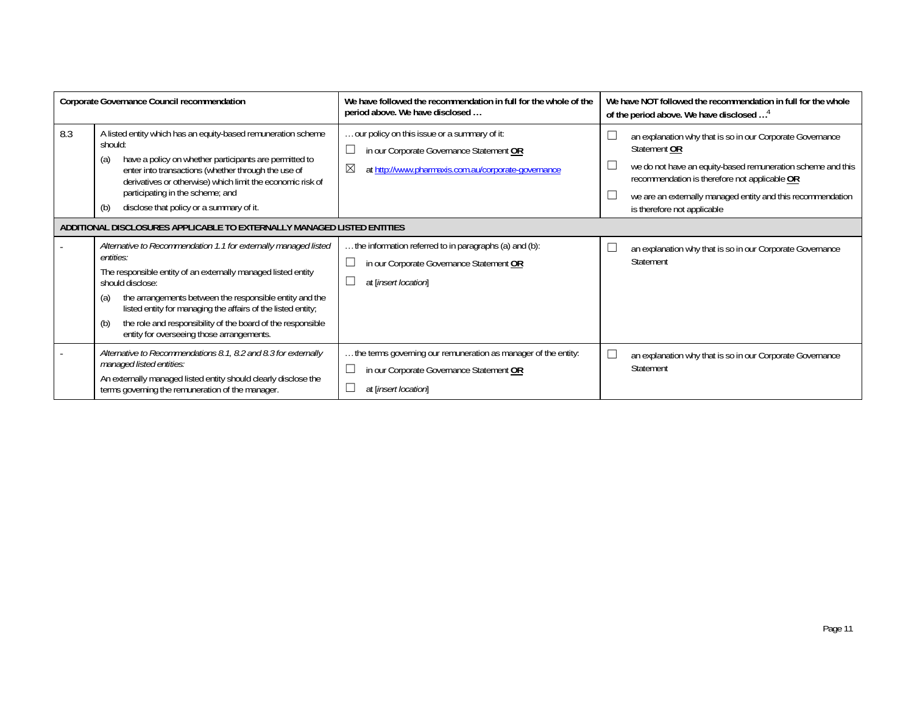| Corporate Governance Council recommendation | | We have followed the recommendation in full for the whole of the period above. We have disclosed … | We have NOT followed the recommendation in full for the whole of the period above. We have disclosed …[4] |
|---|---|---|---|
| 8.3 | A listed entity which has an equity-based remuneration scheme should:<br>(a) have a policy on whether participants are permitted to enter into transactions (whether through the use of derivatives or otherwise) which limit the economic risk of participating in the scheme; and<br>(b) disclose that policy or a summary of it. | … our policy on this issue or a summary of it:<br>☐ in our Corporate Governance Statement **OR**<br>☒ at http://www.pharmaxis.com.au/corporate-governance | ☐ an explanation why that is so in our Corporate Governance Statement **OR**<br>☐ we do not have an equity-based remuneration scheme and this recommendation is therefore not applicable **OR**<br>☐ we are an externally managed entity and this recommendation is therefore not applicable |
| **ADDITIONAL DISCLOSURES APPLICABLE TO EXTERNALLY MANAGED LISTED ENTITIES** | | | |
| - | *Alternative to Recommendation 1.1 for externally managed listed entities:*<br>The responsible entity of an externally managed listed entity should disclose:<br>(a) the arrangements between the responsible entity and the listed entity for managing the affairs of the listed entity;<br>(b) the role and responsibility of the board of the responsible entity for overseeing those arrangements. | … the information referred to in paragraphs (a) and (b):<br>☐ in our Corporate Governance Statement **OR**<br>☐ at [*insert location*] | ☐ an explanation why that is so in our Corporate Governance Statement |
| - | *Alternative to Recommendations 8.1, 8.2 and 8.3 for externally managed listed entities:*<br>An externally managed listed entity should clearly disclose the terms governing the remuneration of the manager. | … the terms governing our remuneration as manager of the entity:<br>☐ in our Corporate Governance Statement **OR**<br>☐ at [*insert location*] | ☐ an explanation why that is so in our Corporate Governance Statement |